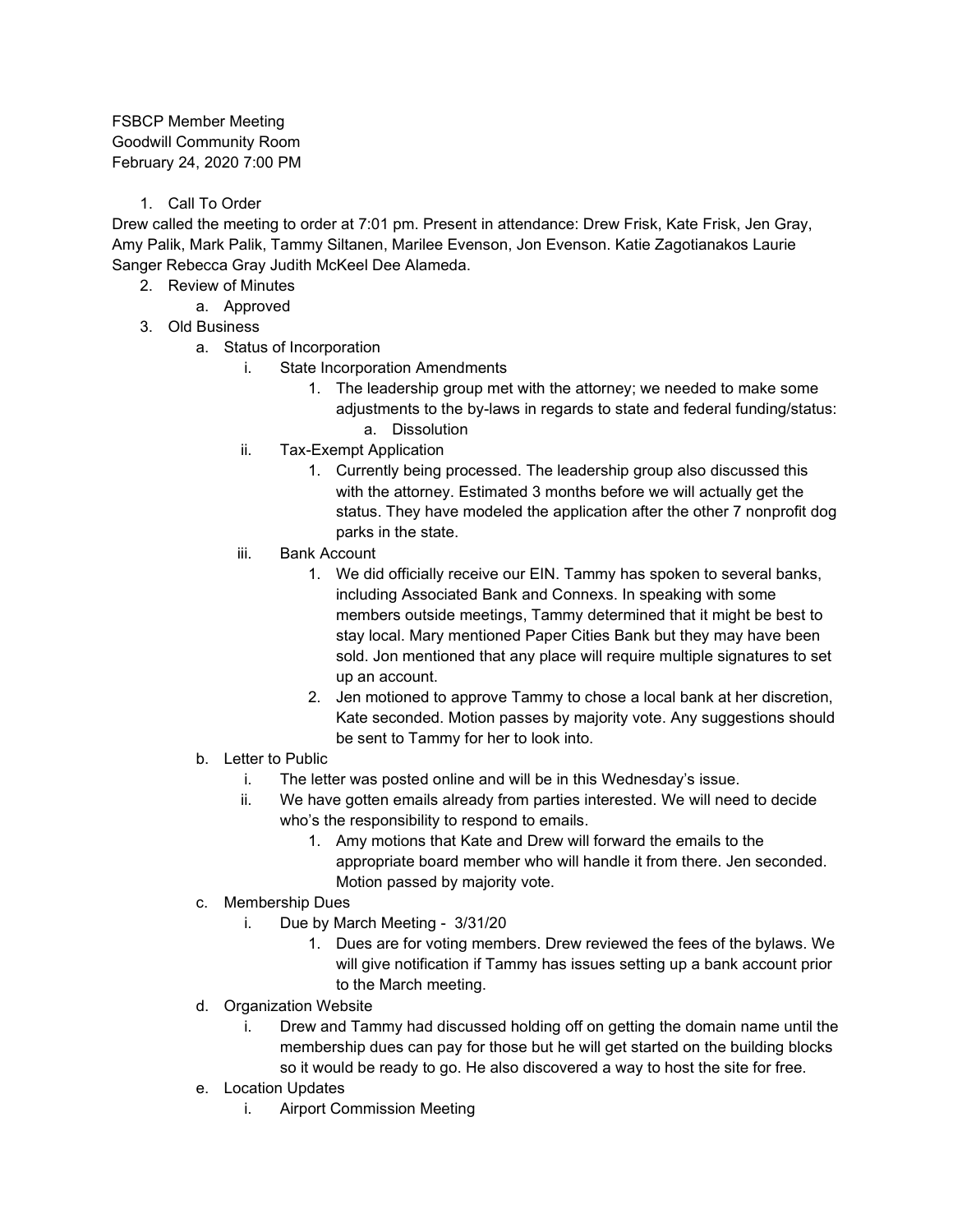FSBCP Member Meeting
Goodwill Community Room
February 24, 2020 7:00 PM

1. Call To Order

Drew called the meeting to order at 7:01 pm. Present in attendance: Drew Frisk, Kate Frisk, Jen Gray, Amy Palik, Mark Palik, Tammy Siltanen, Marilee Evenson, Jon Evenson. Katie Zagotianakos Laurie Sanger Rebecca Gray Judith McKeel Dee Alameda.

2. Review of Minutes
   a. Approved
3. Old Business
   a. Status of Incorporation
      i. State Incorporation Amendments
         1. The leadership group met with the attorney; we needed to make some adjustments to the by-laws in regards to state and federal funding/status:
            a. Dissolution
      ii. Tax-Exempt Application
         1. Currently being processed. The leadership group also discussed this with the attorney. Estimated 3 months before we will actually get the status. They have modeled the application after the other 7 nonprofit dog parks in the state.
      iii. Bank Account
         1. We did officially receive our EIN. Tammy has spoken to several banks, including Associated Bank and Connexs. In speaking with some members outside meetings, Tammy determined that it might be best to stay local. Mary mentioned Paper Cities Bank but they may have been sold. Jon mentioned that any place will require multiple signatures to set up an account.
         2. Jen motioned to approve Tammy to chose a local bank at her discretion, Kate seconded. Motion passes by majority vote. Any suggestions should be sent to Tammy for her to look into.
   b. Letter to Public
      i. The letter was posted online and will be in this Wednesday's issue.
      ii. We have gotten emails already from parties interested. We will need to decide who's the responsibility to respond to emails.
         1. Amy motions that Kate and Drew will forward the emails to the appropriate board member who will handle it from there. Jen seconded. Motion passed by majority vote.
   c. Membership Dues
      i. Due by March Meeting - 3/31/20
         1. Dues are for voting members. Drew reviewed the fees of the bylaws. We will give notification if Tammy has issues setting up a bank account prior to the March meeting.
   d. Organization Website
      i. Drew and Tammy had discussed holding off on getting the domain name until the membership dues can pay for those but he will get started on the building blocks so it would be ready to go. He also discovered a way to host the site for free.
   e. Location Updates
      i. Airport Commission Meeting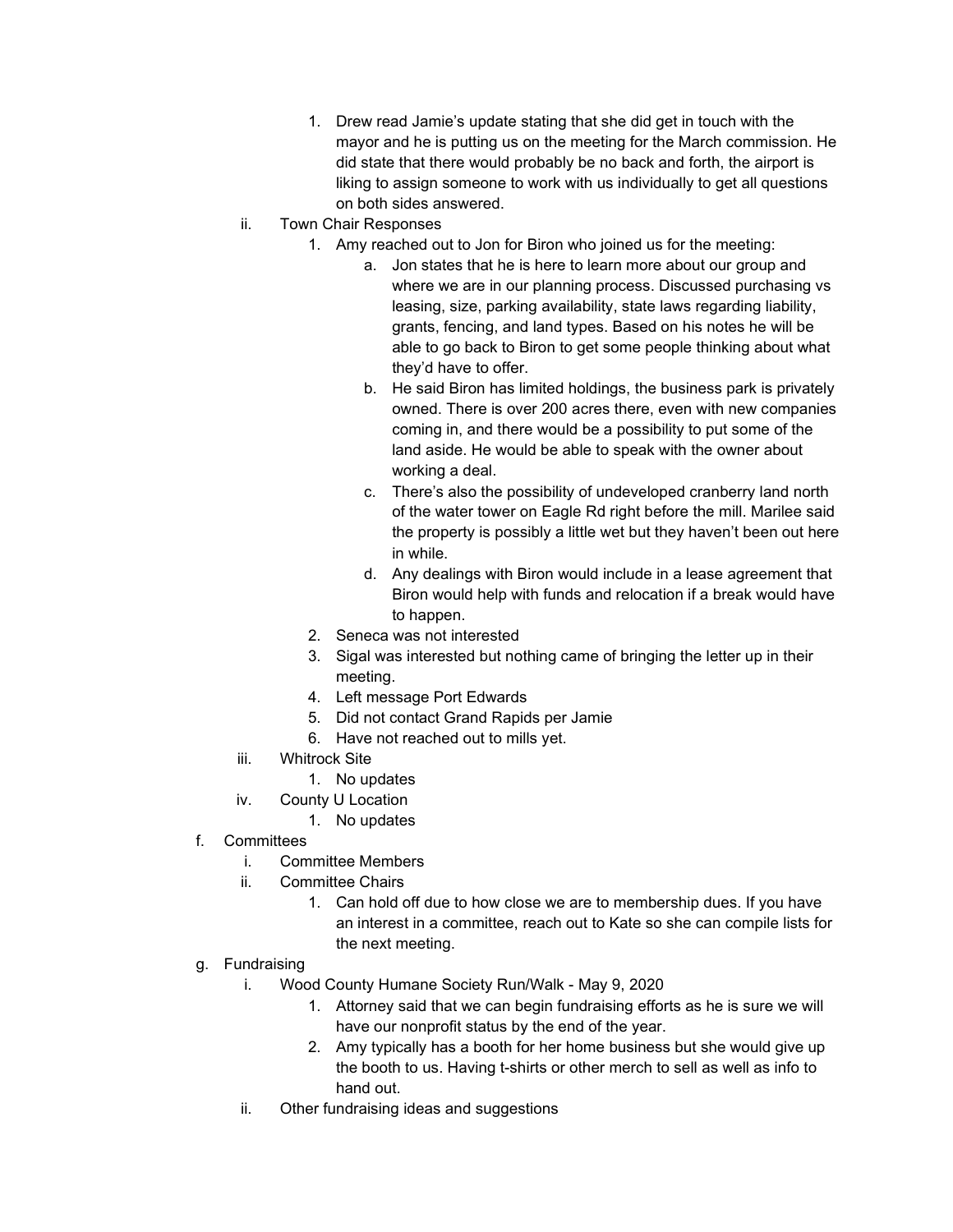1. Drew read Jamie's update stating that she did get in touch with the mayor and he is putting us on the meeting for the March commission. He did state that there would probably be no back and forth, the airport is liking to assign someone to work with us individually to get all questions on both sides answered.
    - ii. Town Chair Responses
        1. Amy reached out to Jon for Biron who joined us for the meeting:
            - a. Jon states that he is here to learn more about our group and where we are in our planning process. Discussed purchasing vs leasing, size, parking availability, state laws regarding liability, grants, fencing, and land types. Based on his notes he will be able to go back to Biron to get some people thinking about what they'd have to offer.
            - b. He said Biron has limited holdings, the business park is privately owned. There is over 200 acres there, even with new companies coming in, and there would be a possibility to put some of the land aside. He would be able to speak with the owner about working a deal.
            - c. There's also the possibility of undeveloped cranberry land north of the water tower on Eagle Rd right before the mill. Marilee said the property is possibly a little wet but they haven't been out here in while.
            - d. Any dealings with Biron would include in a lease agreement that Biron would help with funds and relocation if a break would have to happen.
        2. Seneca was not interested
        3. Sigal was interested but nothing came of bringing the letter up in their meeting.
        4. Left message Port Edwards
        5. Did not contact Grand Rapids per Jamie
        6. Have not reached out to mills yet.
    - iii. Whitrock Site
        1. No updates
    - iv. County U Location
        1. No updates
- f. Committees
    - i. Committee Members
    - ii. Committee Chairs
        1. Can hold off due to how close we are to membership dues. If you have an interest in a committee, reach out to Kate so she can compile lists for the next meeting.
- g. Fundraising
    - i. Wood County Humane Society Run/Walk - May 9, 2020
        1. Attorney said that we can begin fundraising efforts as he is sure we will have our nonprofit status by the end of the year.
        2. Amy typically has a booth for her home business but she would give up the booth to us. Having t-shirts or other merch to sell as well as info to hand out.
    - ii. Other fundraising ideas and suggestions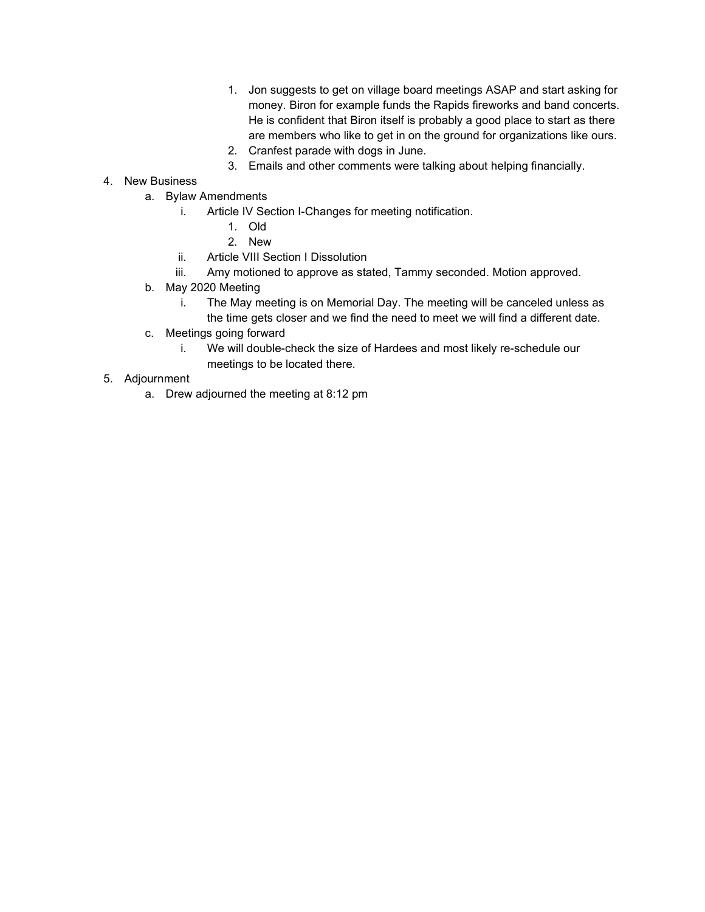1. Jon suggests to get on village board meetings ASAP and start asking for money. Biron for example funds the Rapids fireworks and band concerts. He is confident that Biron itself is probably a good place to start as there are members who like to get in on the ground for organizations like ours.
        2. Cranfest parade with dogs in June.
        3. Emails and other comments were talking about helping financially.

4. New Business
    a. Bylaw Amendments
        i. Article IV Section I-Changes for meeting notification.
            1. Old
            2. New
        ii. Article VIII Section I Dissolution
        iii. Amy motioned to approve as stated, Tammy seconded. Motion approved.
    b. May 2020 Meeting
        i. The May meeting is on Memorial Day. The meeting will be canceled unless as the time gets closer and we find the need to meet we will find a different date.
    c. Meetings going forward
        i. We will double-check the size of Hardees and most likely re-schedule our meetings to be located there.
5. Adjournment
    a. Drew adjourned the meeting at 8:12 pm